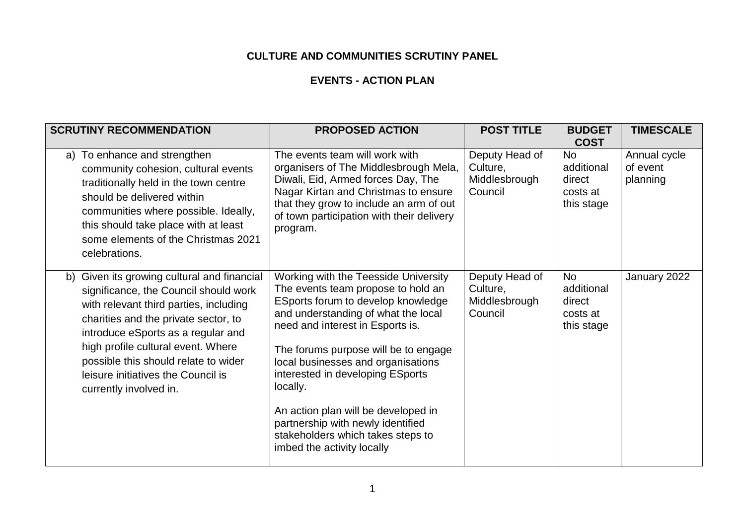# CULTURE AND COMMUNITIES SCRUTINY PANEL

## EVENTS - ACTION PLAN

| SCRUTINY RECOMMENDATION | PROPOSED ACTION | POST TITLE | BUDGET COST | TIMESCALE |
|---|---|---|---|---|
| a) To enhance and strengthen community cohesion, cultural events traditionally held in the town centre should be delivered within communities where possible. Ideally, this should take place with at least some elements of the Christmas 2021 celebrations. | The events team will work with organisers of The Middlesbrough Mela, Diwali, Eid, Armed forces Day, The Nagar Kirtan and Christmas to ensure that they grow to include an arm of out of town participation with their delivery program. | Deputy Head of Culture, Middlesbrough Council | No additional direct costs at this stage | Annual cycle of event planning |
| b) Given its growing cultural and financial significance, the Council should work with relevant third parties, including charities and the private sector, to introduce eSports as a regular and high profile cultural event. Where possible this should relate to wider leisure initiatives the Council is currently involved in. | Working with the Teesside University The events team propose to hold an ESports forum to develop knowledge and understanding of what the local need and interest in Esports is.<br><br>The forums purpose will be to engage local businesses and organisations interested in developing ESports locally.<br><br>An action plan will be developed in partnership with newly identified stakeholders which takes steps to imbed the activity locally | Deputy Head of Culture, Middlesbrough Council | No additional direct costs at this stage | January 2022 |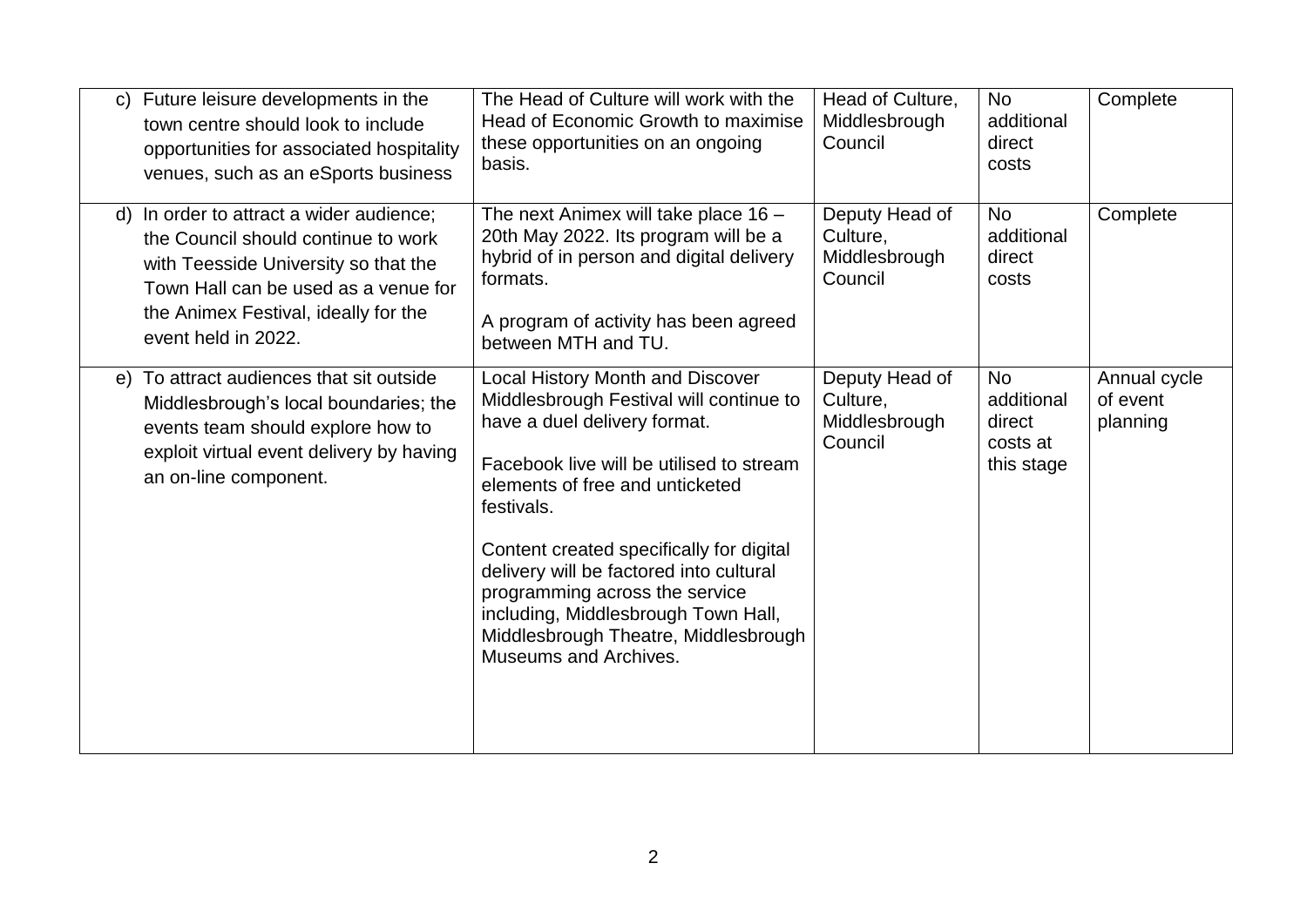| | | | | |
|---|---|---|---|---|
| c) Future leisure developments in the town centre should look to include opportunities for associated hospitality venues, such as an eSports business | The Head of Culture will work with the Head of Economic Growth to maximise these opportunities on an ongoing basis. | Head of Culture, Middlesbrough Council | No additional direct costs | Complete |
| d) In order to attract a wider audience; the Council should continue to work with Teesside University so that the Town Hall can be used as a venue for the Animex Festival, ideally for the event held in 2022. | The next Animex will take place 16 – 20th May 2022. Its program will be a hybrid of in person and digital delivery formats.<br><br>A program of activity has been agreed between MTH and TU. | Deputy Head of Culture, Middlesbrough Council | No additional direct costs | Complete |
| e) To attract audiences that sit outside Middlesbrough's local boundaries; the events team should explore how to exploit virtual event delivery by having an on-line component. | Local History Month and Discover Middlesbrough Festival will continue to have a duel delivery format.<br><br>Facebook live will be utilised to stream elements of free and unticketed festivals.<br><br>Content created specifically for digital delivery will be factored into cultural programming across the service including, Middlesbrough Town Hall, Middlesbrough Theatre, Middlesbrough Museums and Archives. | Deputy Head of Culture, Middlesbrough Council | No additional direct costs at this stage | Annual cycle of event planning |